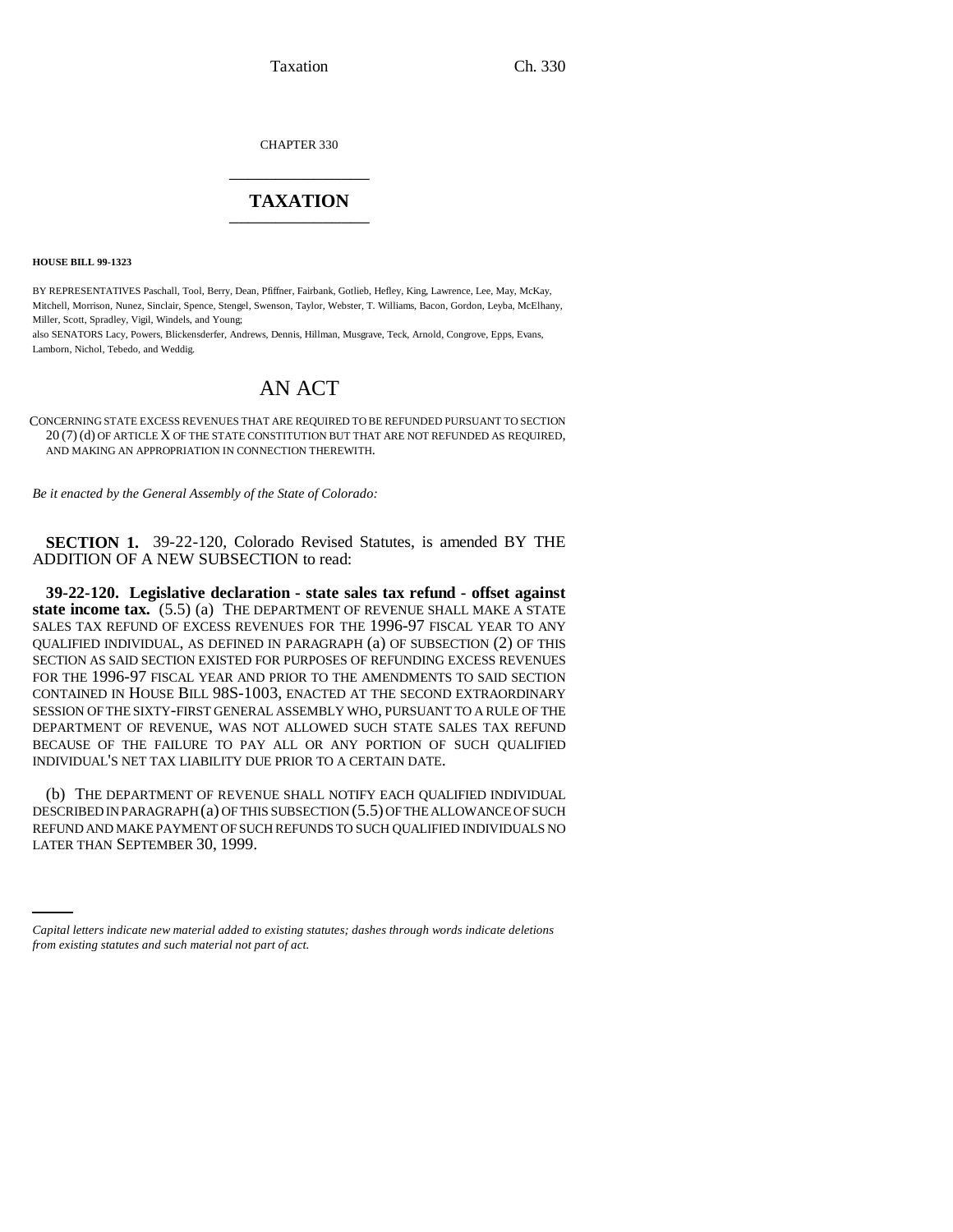CHAPTER 330

# TAXATION

**HOUSE BILL 99-1323**

BY REPRESENTATIVES Paschall, Tool, Berry, Dean, Pfiffner, Fairbank, Gotlieb, Hefley, King, Lawrence, Lee, May, McKay, Mitchell, Morrison, Nunez, Sinclair, Spence, Stengel, Swenson, Taylor, Webster, T. Williams, Bacon, Gordon, Leyba, McElhany, Miller, Scott, Spradley, Vigil, Windels, and Young;
also SENATORS Lacy, Powers, Blickensderfer, Andrews, Dennis, Hillman, Musgrave, Teck, Arnold, Congrove, Epps, Evans, Lamborn, Nichol, Tebedo, and Weddig.

## AN ACT

CONCERNING STATE EXCESS REVENUES THAT ARE REQUIRED TO BE REFUNDED PURSUANT TO SECTION 20 (7) (d) OF ARTICLE X OF THE STATE CONSTITUTION BUT THAT ARE NOT REFUNDED AS REQUIRED, AND MAKING AN APPROPRIATION IN CONNECTION THEREWITH.

*Be it enacted by the General Assembly of the State of Colorado:*

**SECTION 1.** 39-22-120, Colorado Revised Statutes, is amended BY THE ADDITION OF A NEW SUBSECTION to read:

**39-22-120. Legislative declaration - state sales tax refund - offset against state income tax.** (5.5) (a) THE DEPARTMENT OF REVENUE SHALL MAKE A STATE SALES TAX REFUND OF EXCESS REVENUES FOR THE 1996-97 FISCAL YEAR TO ANY QUALIFIED INDIVIDUAL, AS DEFINED IN PARAGRAPH (a) OF SUBSECTION (2) OF THIS SECTION AS SAID SECTION EXISTED FOR PURPOSES OF REFUNDING EXCESS REVENUES FOR THE 1996-97 FISCAL YEAR AND PRIOR TO THE AMENDMENTS TO SAID SECTION CONTAINED IN HOUSE BILL 98S-1003, ENACTED AT THE SECOND EXTRAORDINARY SESSION OF THE SIXTY-FIRST GENERAL ASSEMBLY WHO, PURSUANT TO A RULE OF THE DEPARTMENT OF REVENUE, WAS NOT ALLOWED SUCH STATE SALES TAX REFUND BECAUSE OF THE FAILURE TO PAY ALL OR ANY PORTION OF SUCH QUALIFIED INDIVIDUAL'S NET TAX LIABILITY DUE PRIOR TO A CERTAIN DATE.

(b) THE DEPARTMENT OF REVENUE SHALL NOTIFY EACH QUALIFIED INDIVIDUAL DESCRIBED IN PARAGRAPH (a) OF THIS SUBSECTION (5.5) OF THE ALLOWANCE OF SUCH REFUND AND MAKE PAYMENT OF SUCH REFUNDS TO SUCH QUALIFIED INDIVIDUALS NO LATER THAN SEPTEMBER 30, 1999.

*Capital letters indicate new material added to existing statutes; dashes through words indicate deletions from existing statutes and such material not part of act.*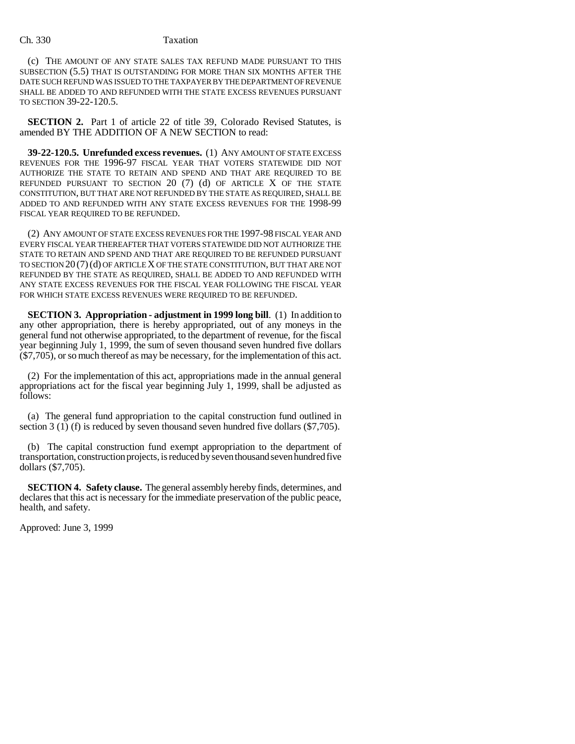(c) THE AMOUNT OF ANY STATE SALES TAX REFUND MADE PURSUANT TO THIS SUBSECTION (5.5) THAT IS OUTSTANDING FOR MORE THAN SIX MONTHS AFTER THE DATE SUCH REFUND WAS ISSUED TO THE TAXPAYER BY THE DEPARTMENT OF REVENUE SHALL BE ADDED TO AND REFUNDED WITH THE STATE EXCESS REVENUES PURSUANT TO SECTION 39-22-120.5.

**SECTION 2.** Part 1 of article 22 of title 39, Colorado Revised Statutes, is amended BY THE ADDITION OF A NEW SECTION to read:

**39-22-120.5. Unrefunded excess revenues.** (1) ANY AMOUNT OF STATE EXCESS REVENUES FOR THE 1996-97 FISCAL YEAR THAT VOTERS STATEWIDE DID NOT AUTHORIZE THE STATE TO RETAIN AND SPEND AND THAT ARE REQUIRED TO BE REFUNDED PURSUANT TO SECTION 20 (7) (d) OF ARTICLE X OF THE STATE CONSTITUTION, BUT THAT ARE NOT REFUNDED BY THE STATE AS REQUIRED, SHALL BE ADDED TO AND REFUNDED WITH ANY STATE EXCESS REVENUES FOR THE 1998-99 FISCAL YEAR REQUIRED TO BE REFUNDED.

(2) ANY AMOUNT OF STATE EXCESS REVENUES FOR THE 1997-98 FISCAL YEAR AND EVERY FISCAL YEAR THEREAFTER THAT VOTERS STATEWIDE DID NOT AUTHORIZE THE STATE TO RETAIN AND SPEND AND THAT ARE REQUIRED TO BE REFUNDED PURSUANT TO SECTION 20 (7) (d) OF ARTICLE X OF THE STATE CONSTITUTION, BUT THAT ARE NOT REFUNDED BY THE STATE AS REQUIRED, SHALL BE ADDED TO AND REFUNDED WITH ANY STATE EXCESS REVENUES FOR THE FISCAL YEAR FOLLOWING THE FISCAL YEAR FOR WHICH STATE EXCESS REVENUES WERE REQUIRED TO BE REFUNDED.

**SECTION 3. Appropriation - adjustment in 1999 long bill**. (1) In addition to any other appropriation, there is hereby appropriated, out of any moneys in the general fund not otherwise appropriated, to the department of revenue, for the fiscal year beginning July 1, 1999, the sum of seven thousand seven hundred five dollars ($7,705), or so much thereof as may be necessary, for the implementation of this act.

(2) For the implementation of this act, appropriations made in the annual general appropriations act for the fiscal year beginning July 1, 1999, shall be adjusted as follows:

(a) The general fund appropriation to the capital construction fund outlined in section 3 (1) (f) is reduced by seven thousand seven hundred five dollars ($7,705).

(b) The capital construction fund exempt appropriation to the department of transportation, construction projects, is reduced by seven thousand seven hundred five dollars ($7,705).

**SECTION 4. Safety clause.** The general assembly hereby finds, determines, and declares that this act is necessary for the immediate preservation of the public peace, health, and safety.

Approved: June 3, 1999